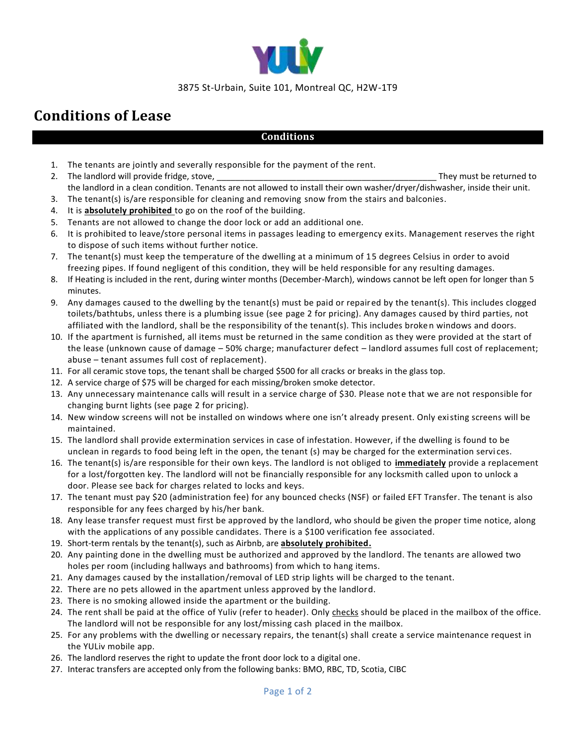YULIV

3875 St-Urbain, Suite 101, Montreal QC, H2W-1T9

# Conditions of Lease

## Conditions

1. The tenants are jointly and severally responsible for the payment of the rent.
2. The landlord will provide fridge, stove, _______________________________________________ They must be returned to the landlord in a clean condition. Tenants are not allowed to install their own washer/dryer/dishwasher, inside their unit.
3. The tenant(s) is/are responsible for cleaning and removing snow from the stairs and balconies.
4. It is **absolutely prohibited** to go on the roof of the building.
5. Tenants are not allowed to change the door lock or add an additional one.
6. It is prohibited to leave/store personal items in passages leading to emergency exits. Management reserves the right to dispose of such items without further notice.
7. The tenant(s) must keep the temperature of the dwelling at a minimum of 15 degrees Celsius in order to avoid freezing pipes. If found negligent of this condition, they will be held responsible for any resulting damages.
8. If Heating is included in the rent, during winter months (December-March), windows cannot be left open for longer than 5 minutes.
9. Any damages caused to the dwelling by the tenant(s) must be paid or repaired by the tenant(s). This includes clogged toilets/bathtubs, unless there is a plumbing issue (see page 2 for pricing). Any damages caused by third parties, not affiliated with the landlord, shall be the responsibility of the tenant(s). This includes broken windows and doors.
10. If the apartment is furnished, all items must be returned in the same condition as they were provided at the start of the lease (unknown cause of damage – 50% charge; manufacturer defect – landlord assumes full cost of replacement; abuse – tenant assumes full cost of replacement).
11. For all ceramic stove tops, the tenant shall be charged $500 for all cracks or breaks in the glass top.
12. A service charge of $75 will be charged for each missing/broken smoke detector.
13. Any unnecessary maintenance calls will result in a service charge of $30. Please note that we are not responsible for changing burnt lights (see page 2 for pricing).
14. New window screens will not be installed on windows where one isn't already present. Only existing screens will be maintained.
15. The landlord shall provide extermination services in case of infestation. However, if the dwelling is found to be unclean in regards to food being left in the open, the tenant (s) may be charged for the extermination services.
16. The tenant(s) is/are responsible for their own keys. The landlord is not obliged to **immediately** provide a replacement for a lost/forgotten key. The landlord will not be financially responsible for any locksmith called upon to unlock a door. Please see back for charges related to locks and keys.
17. The tenant must pay $20 (administration fee) for any bounced checks (NSF) or failed EFT Transfer. The tenant is also responsible for any fees charged by his/her bank.
18. Any lease transfer request must first be approved by the landlord, who should be given the proper time notice, along with the applications of any possible candidates. There is a $100 verification fee associated.
19. Short-term rentals by the tenant(s), such as Airbnb, are **absolutely prohibited.**
20. Any painting done in the dwelling must be authorized and approved by the landlord. The tenants are allowed two holes per room (including hallways and bathrooms) from which to hang items.
21. Any damages caused by the installation/removal of LED strip lights will be charged to the tenant.
22. There are no pets allowed in the apartment unless approved by the landlord.
23. There is no smoking allowed inside the apartment or the building.
24. The rent shall be paid at the office of Yuliv (refer to header). Only checks should be placed in the mailbox of the office. The landlord will not be responsible for any lost/missing cash placed in the mailbox.
25. For any problems with the dwelling or necessary repairs, the tenant(s) shall create a service maintenance request in the YULiv mobile app.
26. The landlord reserves the right to update the front door lock to a digital one.
27. Interac transfers are accepted only from the following banks: BMO, RBC, TD, Scotia, CIBC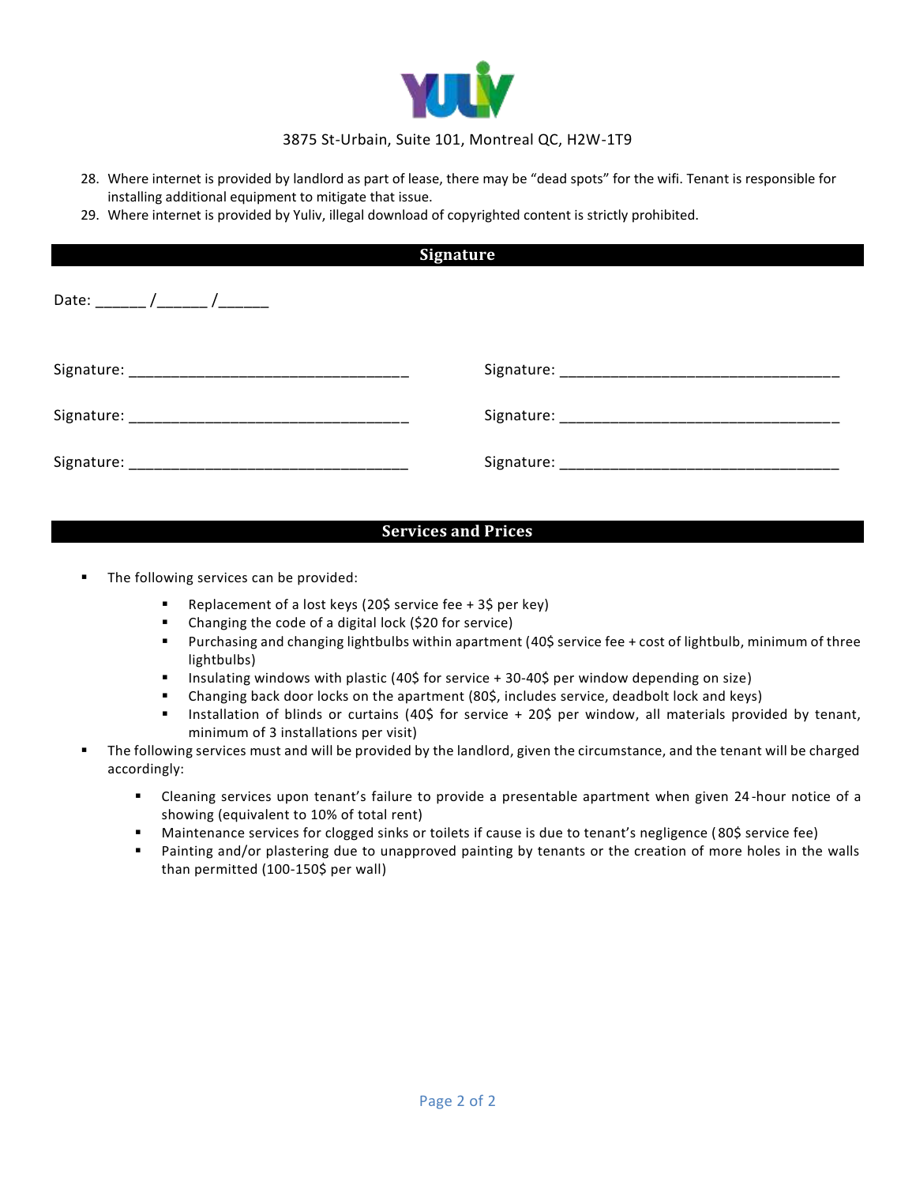3875 St-Urbain, Suite 101, Montreal QC, H2W-1T9

28. Where internet is provided by landlord as part of lease, there may be "dead spots" for the wifi. Tenant is responsible for installing additional equipment to mitigate that issue.
29. Where internet is provided by Yuliv, illegal download of copyrighted content is strictly prohibited.

## Signature

Date: ______ /______ /______

Signature: ________________________________ Signature: ________________________________

Signature: ________________________________ Signature: ________________________________

Signature: ________________________________ Signature: ________________________________

## Services and Prices

- The following services can be provided:
  - Replacement of a lost keys (20$ service fee + 3$ per key)
  - Changing the code of a digital lock ($20 for service)
  - Purchasing and changing lightbulbs within apartment (40$ service fee + cost of lightbulb, minimum of three lightbulbs)
  - Insulating windows with plastic (40$ for service + 30-40$ per window depending on size)
  - Changing back door locks on the apartment (80$, includes service, deadbolt lock and keys)
  - Installation of blinds or curtains (40$ for service + 20$ per window, all materials provided by tenant, minimum of 3 installations per visit)
- The following services must and will be provided by the landlord, given the circumstance, and the tenant will be charged accordingly:
  - Cleaning services upon tenant's failure to provide a presentable apartment when given 24-hour notice of a showing (equivalent to 10% of total rent)
  - Maintenance services for clogged sinks or toilets if cause is due to tenant's negligence (80$ service fee)
  - Painting and/or plastering due to unapproved painting by tenants or the creation of more holes in the walls than permitted (100-150$ per wall)